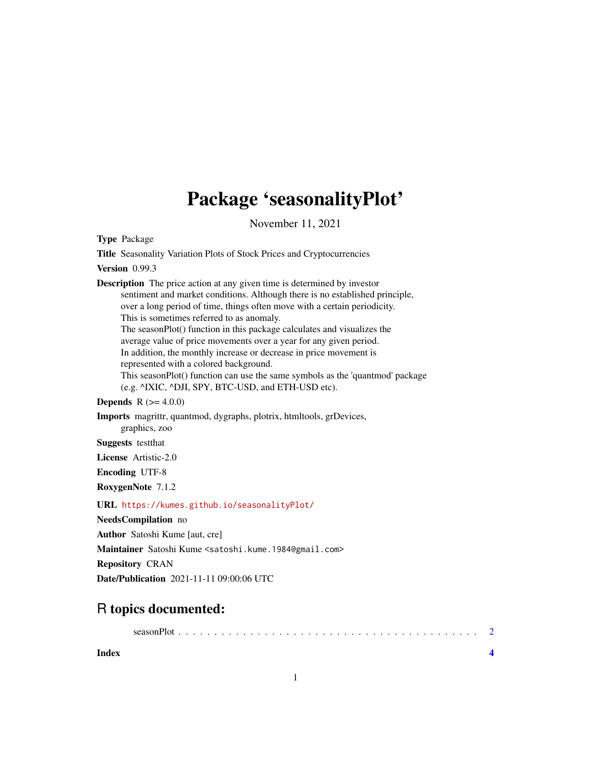# Package 'seasonalityPlot'

November 11, 2021

**Type** Package

**Title** Seasonality Variation Plots of Stock Prices and Cryptocurrencies

**Version** 0.99.3

**Description** The price action at any given time is determined by investor sentiment and market conditions. Although there is no established principle, over a long period of time, things often move with a certain periodicity. This is sometimes referred to as anomaly. The seasonPlot() function in this package calculates and visualizes the average value of price movements over a year for any given period. In addition, the monthly increase or decrease in price movement is represented with a colored background. This seasonPlot() function can use the same symbols as the 'quantmod' package (e.g. ^IXIC, ^DJI, SPY, BTC-USD, and ETH-USD etc).

**Depends** R (>= 4.0.0)

**Imports** magrittr, quantmod, dygraphs, plotrix, htmltools, grDevices, graphics, zoo

**Suggests** testthat

**License** Artistic-2.0

**Encoding** UTF-8

**RoxygenNote** 7.1.2

**URL** https://kumes.github.io/seasonalityPlot/

**NeedsCompilation** no

**Author** Satoshi Kume [aut, cre]

**Maintainer** Satoshi Kume <satoshi.kume.1984@gmail.com>

**Repository** CRAN

**Date/Publication** 2021-11-11 09:00:06 UTC

## R topics documented:

seasonPlot . . . . . . . . . . . . . . . . . . . . . . . . . . . . . . . . . . . . . . . . . . 2

**Index** **4**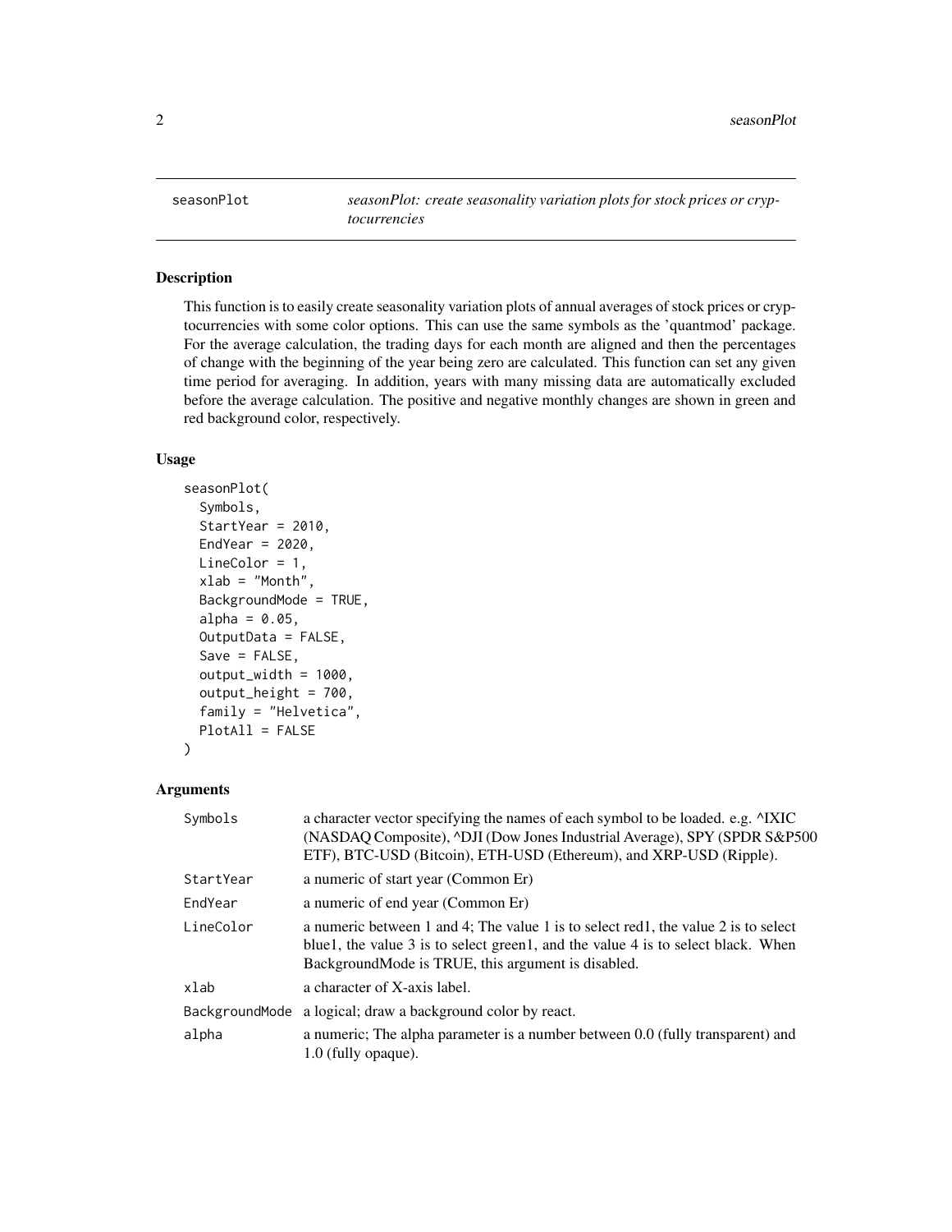seasonPlot — *seasonPlot: create seasonality variation plots for stock prices or cryptocurrencies*

## Description

This function is to easily create seasonality variation plots of annual averages of stock prices or cryptocurrencies with some color options. This can use the same symbols as the 'quantmod' package. For the average calculation, the trading days for each month are aligned and then the percentages of change with the beginning of the year being zero are calculated. This function can set any given time period for averaging. In addition, years with many missing data are automatically excluded before the average calculation. The positive and negative monthly changes are shown in green and red background color, respectively.

## Usage

```
seasonPlot(
  Symbols,
  StartYear = 2010,
  EndYear = 2020,
  LineColor = 1,
  xlab = "Month",
  BackgroundMode = TRUE,
  alpha = 0.05,
  OutputData = FALSE,
  Save = FALSE,
  output_width = 1000,
  output_height = 700,
  family = "Helvetica",
  PlotAll = FALSE
)
```

## Arguments

| Argument | Description |
|---|---|
| Symbols | a character vector specifying the names of each symbol to be loaded. e.g. ^IXIC (NASDAQ Composite), ^DJI (Dow Jones Industrial Average), SPY (SPDR S&P500 ETF), BTC-USD (Bitcoin), ETH-USD (Ethereum), and XRP-USD (Ripple). |
| StartYear | a numeric of start year (Common Er) |
| EndYear | a numeric of end year (Common Er) |
| LineColor | a numeric between 1 and 4; The value 1 is to select red1, the value 2 is to select blue1, the value 3 is to select green1, and the value 4 is to select black. When BackgroundMode is TRUE, this argument is disabled. |
| xlab | a character of X-axis label. |
| BackgroundMode | a logical; draw a background color by react. |
| alpha | a numeric; The alpha parameter is a number between 0.0 (fully transparent) and 1.0 (fully opaque). |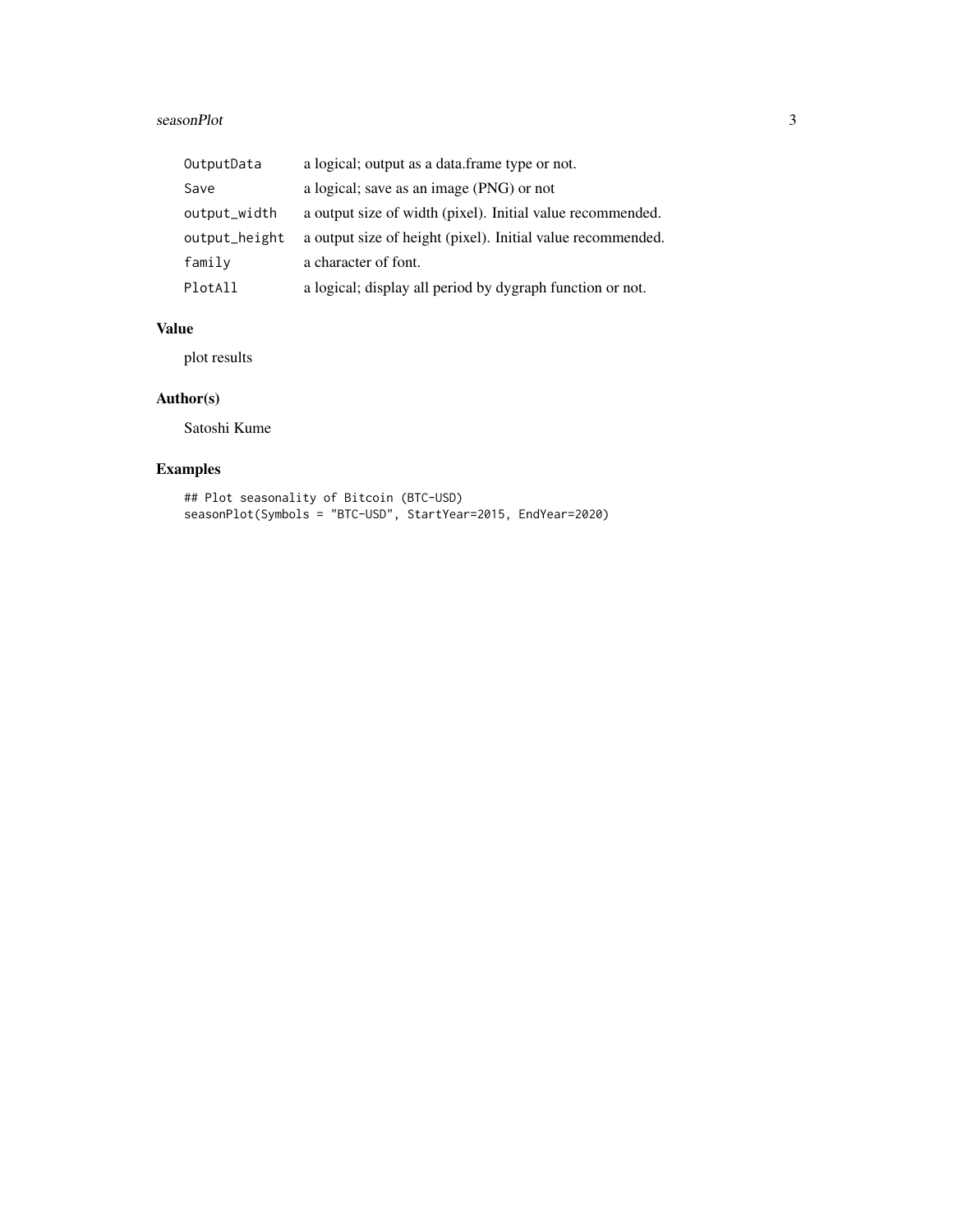| | |
|---|---|
| `OutputData` | a logical; output as a data.frame type or not. |
| `Save` | a logical; save as an image (PNG) or not |
| `output_width` | a output size of width (pixel). Initial value recommended. |
| `output_height` | a output size of height (pixel). Initial value recommended. |
| `family` | a character of font. |
| `PlotAll` | a logical; display all period by dygraph function or not. |

## Value

plot results

## Author(s)

Satoshi Kume

## Examples

```
## Plot seasonality of Bitcoin (BTC-USD)
seasonPlot(Symbols = "BTC-USD", StartYear=2015, EndYear=2020)
```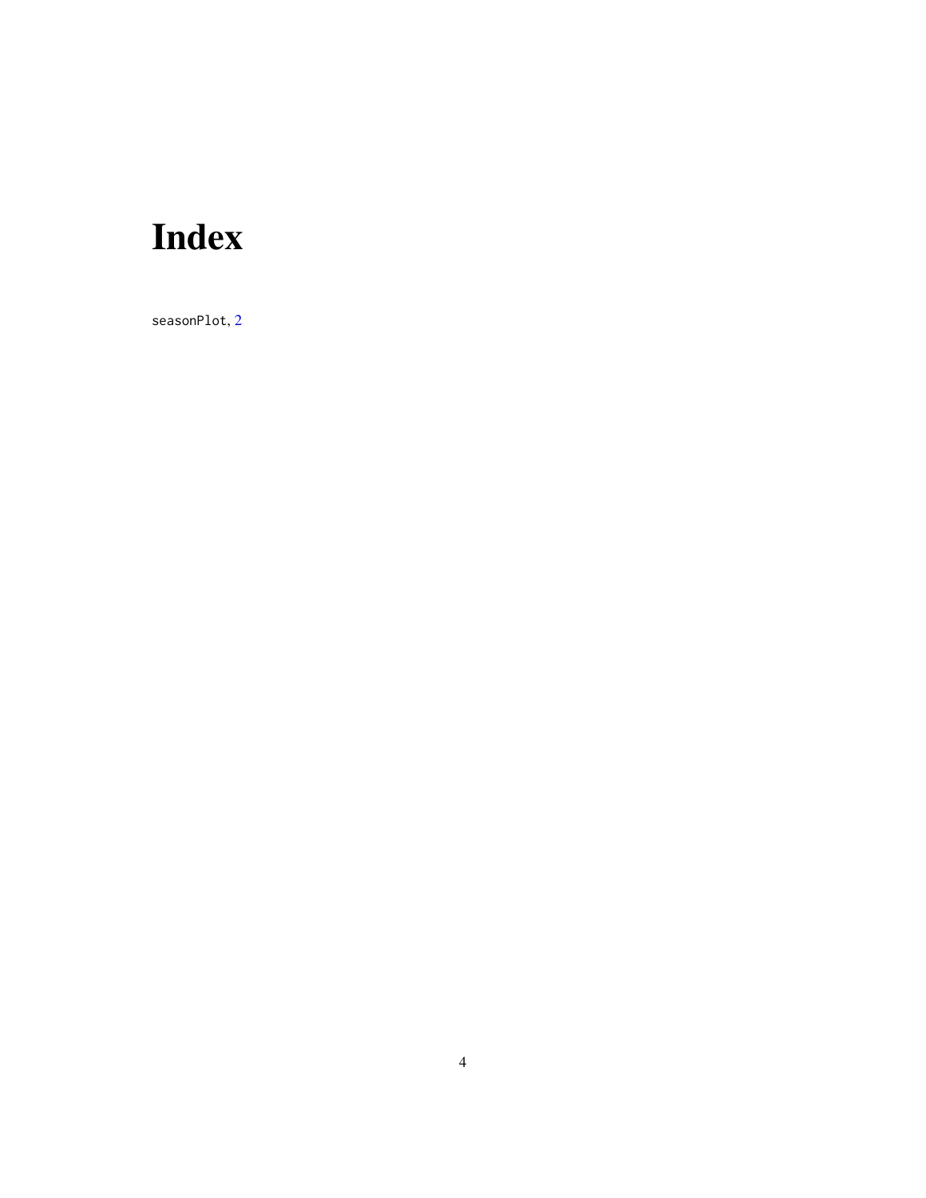# Index

`seasonPlot`, 2